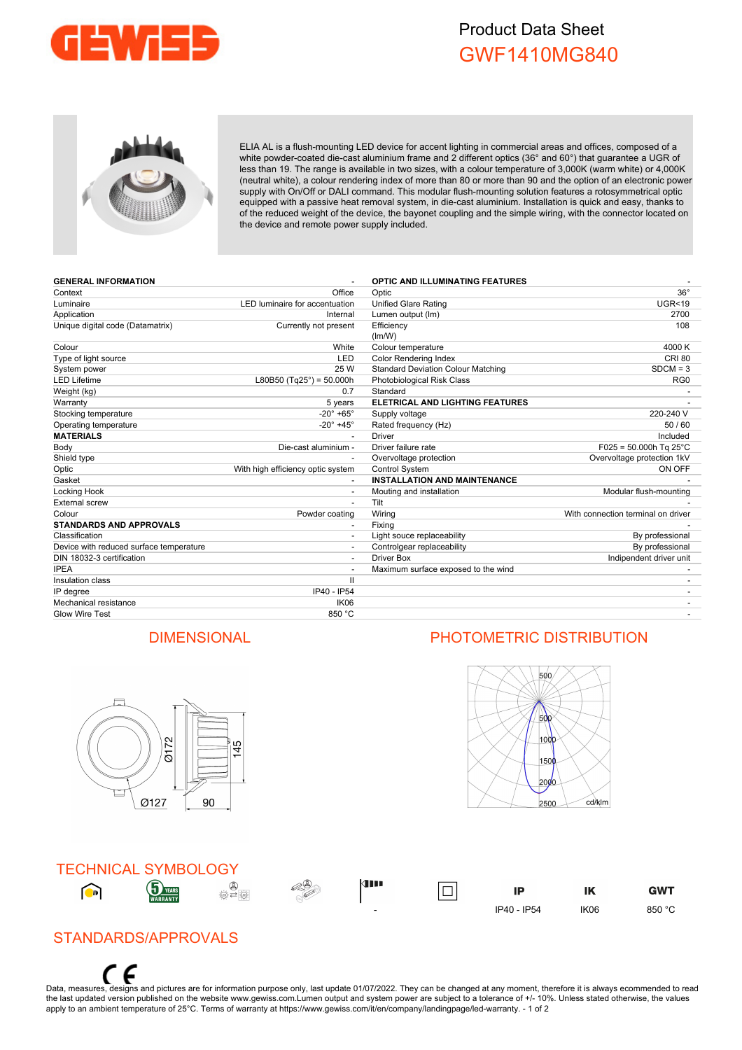# Product Data Sheet

## GWF1410MG840

ELIA AL is a flush-mounting LED device for accent lighting in commercial areas and offices, composed of a white powder-coated die-cast aluminium frame and 2 different optics (36° and 60°) that guarantee a UGR of less than 19. The range is available in two sizes, with a colour temperature of 3,000K (warm white) or 4,000K (neutral white), a colour rendering index of more than 80 or more than 90 and the option of an electronic power supply with On/Off or DALI command. This modular flush-mounting solution features a rotosymmetrical optic equipped with a passive heat removal system, in die-cast aluminium. Installation is quick and easy, thanks to of the reduced weight of the device, the bayonet coupling and the simple wiring, with the connector located on the device and remote power supply included.

| **GENERAL INFORMATION** | - |
|---|---|
| Context | Office |
| Luminaire | LED luminaire for accentuation |
| Application | Internal |
| Unique digital code (Datamatrix) | Currently not present |
| Colour | White |
| Type of light source | LED |
| System power | 25 W |
| LED Lifetime | L80B50 (Tq25°) = 50.000h |
| Weight (kg) | 0.7 |
| Warranty | 5 years |
| Stocking temperature | -20° +65° |
| Operating temperature | -20° +45° |
| **MATERIALS** | - |
| Body | Die-cast aluminium - |
| Shield type | - |
| Optic | With high efficiency optic system |
| Gasket | - |
| Locking Hook | - |
| External screw | - |
| Colour | Powder coating |
| **STANDARDS AND APPROVALS** | - |
| Classification | - |
| Device with reduced surface temperature | - |
| DIN 18032-3 certification | - |
| IPEA | - |
| Insulation class | II |
| IP degree | IP40 - IP54 |
| Mechanical resistance | IK06 |
| Glow Wire Test | 850 °C |

| **OPTIC AND ILLUMINATING FEATURES** | - |
|---|---|
| Optic | 36° |
| Unified Glare Rating | UGR<19 |
| Lumen output (lm) | 2700 |
| Efficiency (lm/W) | 108 |
| Colour temperature | 4000 K |
| Color Rendering Index | CRI 80 |
| Standard Deviation Colour Matching | SDCM = 3 |
| Photobiological Risk Class | RG0 |
| Standard | - |
| **ELETRICAL AND LIGHTING FEATURES** | - |
| Supply voltage | 220-240 V |
| Rated frequency (Hz) | 50 / 60 |
| Driver | Included |
| Driver failure rate | F025 = 50.000h Tq 25°C |
| Overvoltage protection | Overvoltage protection 1kV |
| Control System | ON OFF |
| **INSTALLATION AND MAINTENANCE** | - |
| Mouting and installation | Modular flush-mounting |
| Tilt | - |
| Wiring | With connection terminal on driver |
| Fixing | - |
| Light souce replaceability | By professional |
| Controlgear replaceability | By professional |
| Driver Box | Indipendent driver unit |
| Maximum surface exposed to the wind | - |
| | - |
| | - |
| | - |
| | - |

## DIMENSIONAL

Ø172 145 Ø127 90

## PHOTOMETRIC DISTRIBUTION

500 500 1000 1500 2000 2500 cd/klm

## TECHNICAL SYMBOLOGY

| | | | | | | IP | IK | GWT |
|---|---|---|---|---|---|---|---|---|
| | | | | - | | IP40 - IP54 | IK06 | 850 °C |

## STANDARDS/APPROVALS

CE

Data, measures, designs and pictures are for information purpose only, last update 01/07/2022. They can be changed at any moment, therefore it is always ecommended to read the last updated version published on the website www.gewiss.com.Lumen output and system power are subject to a tolerance of +/- 10%. Unless stated otherwise, the values apply to an ambient temperature of 25°C. Terms of warranty at https://www.gewiss.com/it/en/company/landingpage/led-warranty.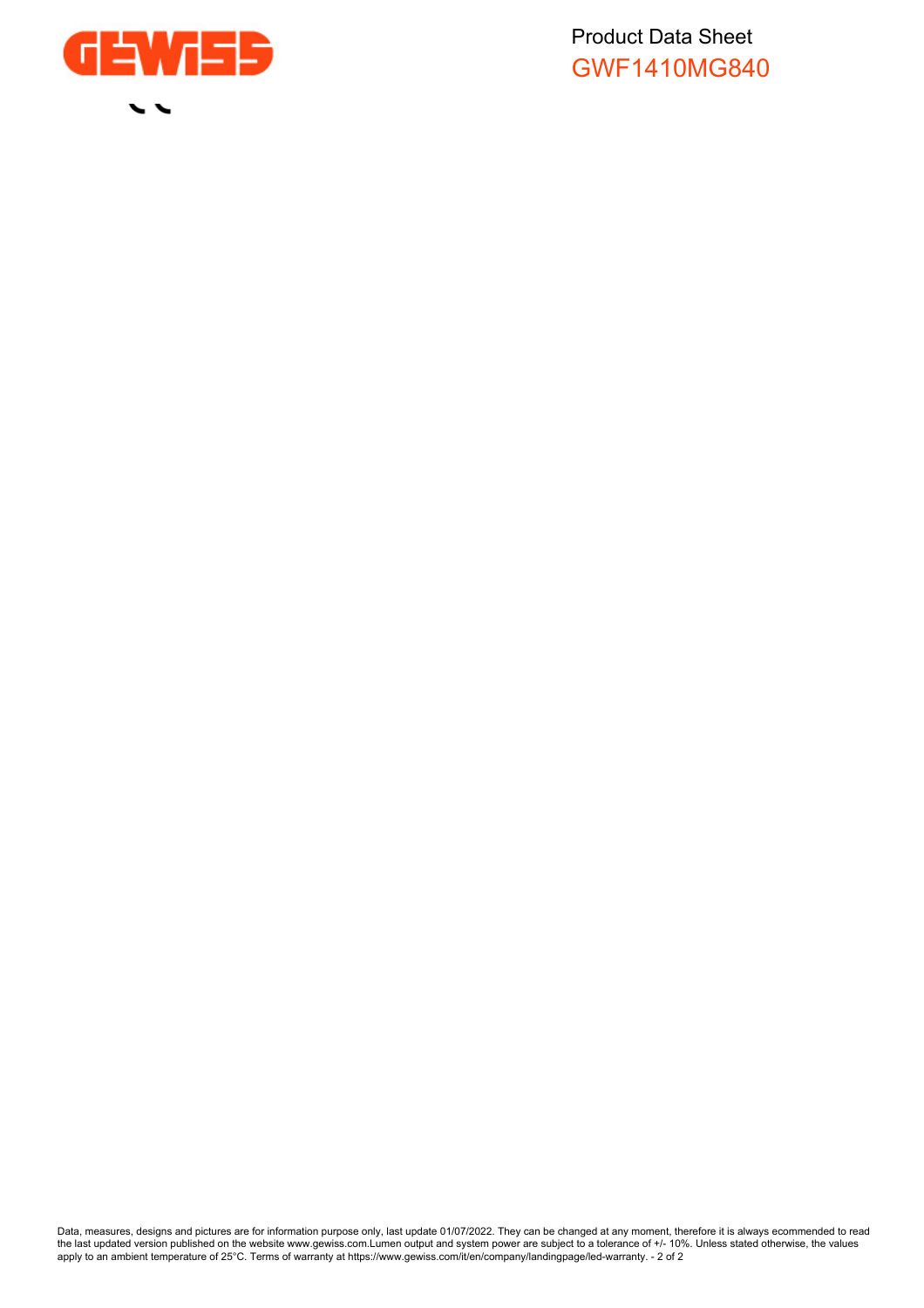Data, measures, designs and pictures are for information purpose only, last update 01/07/2022. They can be changed at any moment, therefore it is always ecommended to read the last updated version published on the website www.gewiss.com.Lumen output and system power are subject to a tolerance of +/- 10%. Unless stated otherwise, the values apply to an ambient temperature of 25°C. Terms of warranty at https://www.gewiss.com/it/en/company/landingpage/led-warranty.